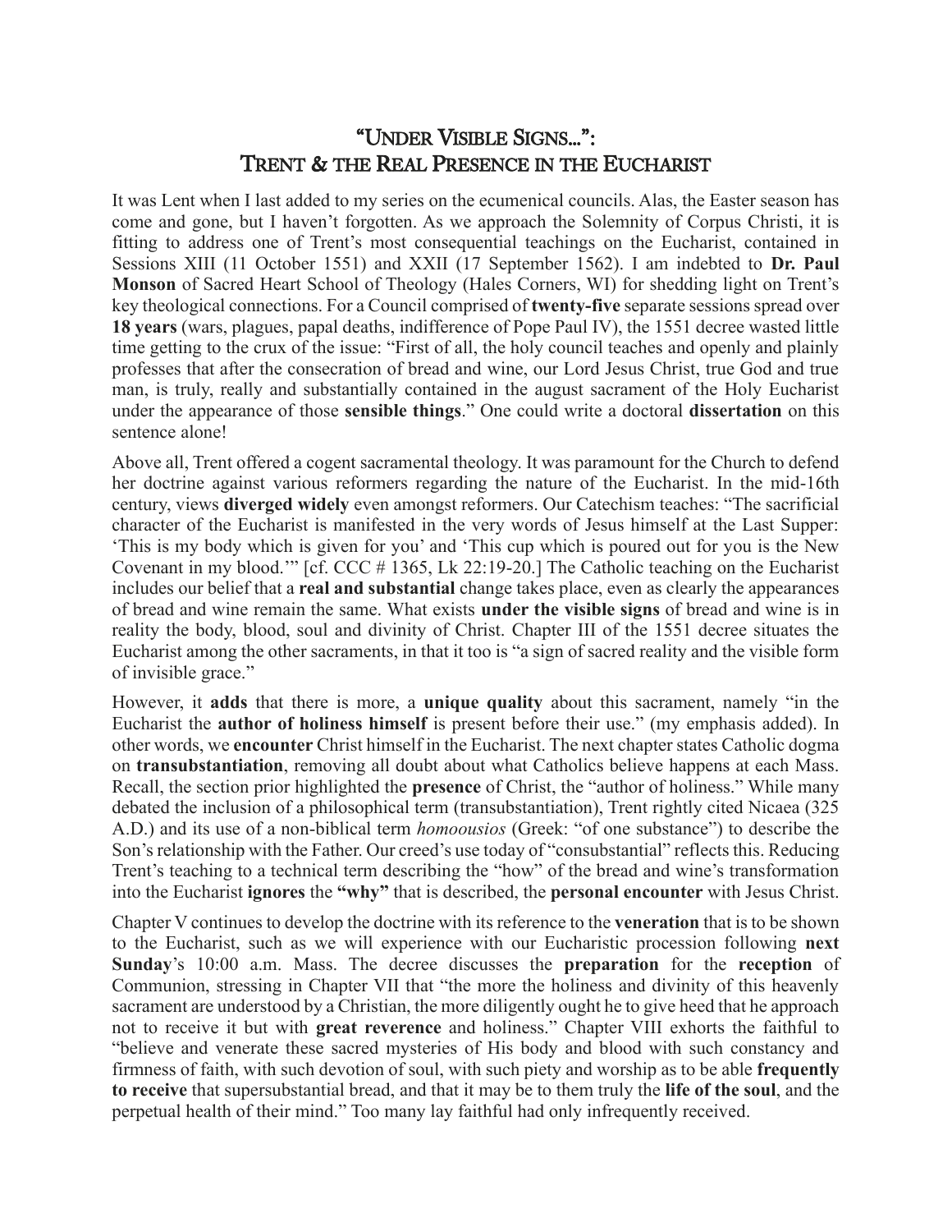# "Under Visible Signs…": Trent & the Real Presence in the Eucharist

It was Lent when I last added to my series on the ecumenical councils. Alas, the Easter season has come and gone, but I haven't forgotten. As we approach the Solemnity of Corpus Christi, it is fitting to address one of Trent's most consequential teachings on the Eucharist, contained in Sessions XIII (11 October 1551) and XXII (17 September 1562). I am indebted to **Dr. Paul Monson** of Sacred Heart School of Theology (Hales Corners, WI) for shedding light on Trent's key theological connections. For a Council comprised of **twenty-five** separate sessions spread over **18 years** (wars, plagues, papal deaths, indifference of Pope Paul IV), the 1551 decree wasted little time getting to the crux of the issue: "First of all, the holy council teaches and openly and plainly professes that after the consecration of bread and wine, our Lord Jesus Christ, true God and true man, is truly, really and substantially contained in the august sacrament of the Holy Eucharist under the appearance of those **sensible things**." One could write a doctoral **dissertation** on this sentence alone!

Above all, Trent offered a cogent sacramental theology. It was paramount for the Church to defend her doctrine against various reformers regarding the nature of the Eucharist. In the mid-16th century, views **diverged widely** even amongst reformers. Our Catechism teaches: "The sacrificial character of the Eucharist is manifested in the very words of Jesus himself at the Last Supper: 'This is my body which is given for you' and 'This cup which is poured out for you is the New Covenant in my blood.'" [cf. CCC # 1365, Lk 22:19-20.] The Catholic teaching on the Eucharist includes our belief that a **real and substantial** change takes place, even as clearly the appearances of bread and wine remain the same. What exists **under the visible signs** of bread and wine is in reality the body, blood, soul and divinity of Christ. Chapter III of the 1551 decree situates the Eucharist among the other sacraments, in that it too is "a sign of sacred reality and the visible form of invisible grace."

However, it **adds** that there is more, a **unique quality** about this sacrament, namely "in the Eucharist the **author of holiness himself** is present before their use." (my emphasis added). In other words, we **encounter** Christ himself in the Eucharist. The next chapter states Catholic dogma on **transubstantiation**, removing all doubt about what Catholics believe happens at each Mass. Recall, the section prior highlighted the **presence** of Christ, the "author of holiness." While many debated the inclusion of a philosophical term (transubstantiation), Trent rightly cited Nicaea (325 A.D.) and its use of a non-biblical term *homoousios* (Greek: "of one substance") to describe the Son's relationship with the Father. Our creed's use today of "consubstantial" reflects this. Reducing Trent's teaching to a technical term describing the "how" of the bread and wine's transformation into the Eucharist **ignores** the **"why"** that is described, the **personal encounter** with Jesus Christ.

Chapter V continues to develop the doctrine with its reference to the **veneration** that is to be shown to the Eucharist, such as we will experience with our Eucharistic procession following **next Sunday**'s 10:00 a.m. Mass. The decree discusses the **preparation** for the **reception** of Communion, stressing in Chapter VII that "the more the holiness and divinity of this heavenly sacrament are understood by a Christian, the more diligently ought he to give heed that he approach not to receive it but with **great reverence** and holiness." Chapter VIII exhorts the faithful to "believe and venerate these sacred mysteries of His body and blood with such constancy and firmness of faith, with such devotion of soul, with such piety and worship as to be able **frequently to receive** that supersubstantial bread, and that it may be to them truly the **life of the soul**, and the perpetual health of their mind." Too many lay faithful had only infrequently received.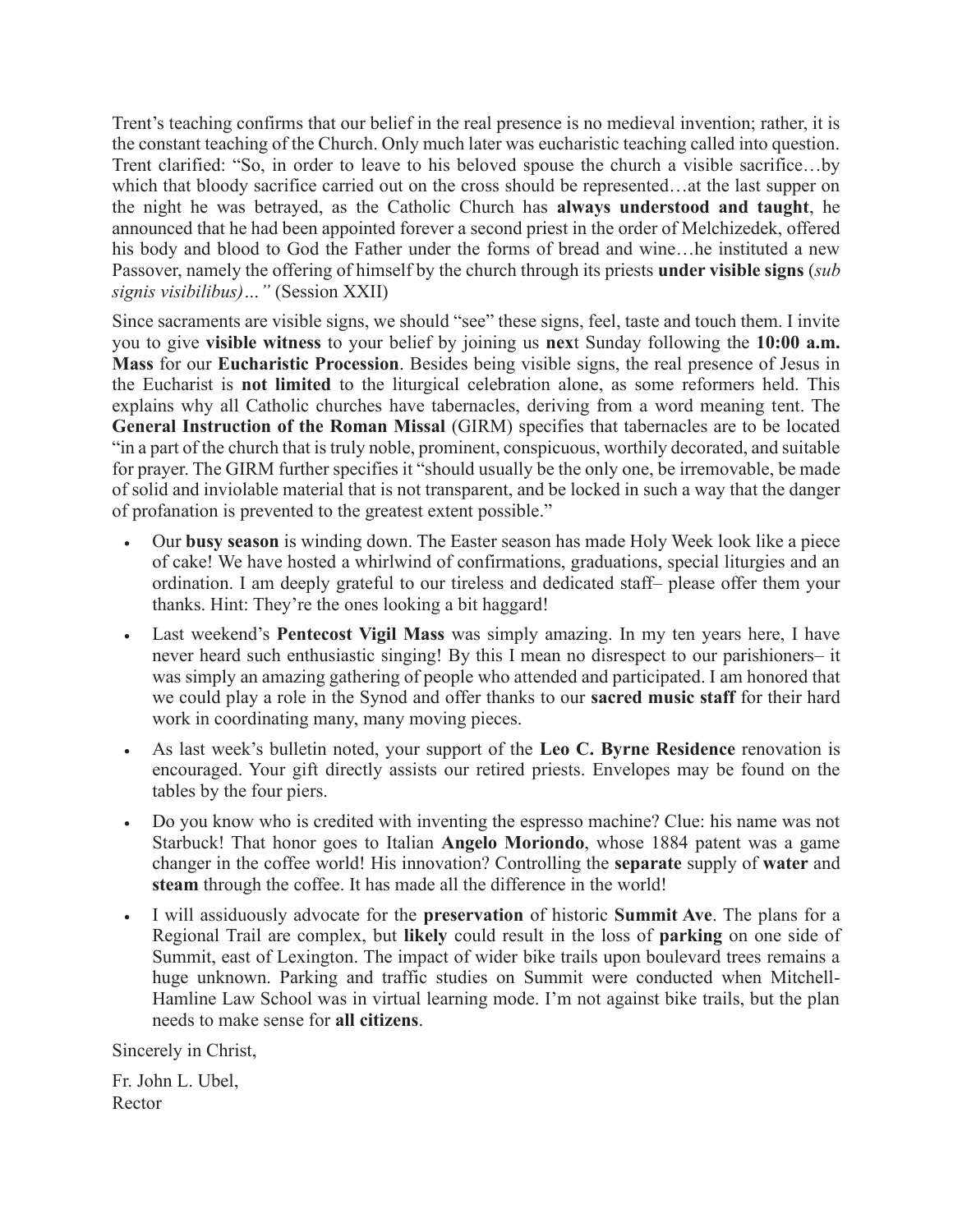Trent's teaching confirms that our belief in the real presence is no medieval invention; rather, it is the constant teaching of the Church. Only much later was eucharistic teaching called into question. Trent clarified: "So, in order to leave to his beloved spouse the church a visible sacrifice…by which that bloody sacrifice carried out on the cross should be represented…at the last supper on the night he was betrayed, as the Catholic Church has **always understood and taught**, he announced that he had been appointed forever a second priest in the order of Melchizedek, offered his body and blood to God the Father under the forms of bread and wine…he instituted a new Passover, namely the offering of himself by the church through its priests **under visible signs** (*sub signis visibilibus)…"* (Session XXII)

Since sacraments are visible signs, we should "see" these signs, feel, taste and touch them. I invite you to give **visible witness** to your belief by joining us **nex**t Sunday following the **10:00 a.m. Mass** for our **Eucharistic Procession**. Besides being visible signs, the real presence of Jesus in the Eucharist is **not limited** to the liturgical celebration alone, as some reformers held. This explains why all Catholic churches have tabernacles, deriving from a word meaning tent. The **General Instruction of the Roman Missal** (GIRM) specifies that tabernacles are to be located "in a part of the church that is truly noble, prominent, conspicuous, worthily decorated, and suitable for prayer. The GIRM further specifies it "should usually be the only one, be irremovable, be made of solid and inviolable material that is not transparent, and be locked in such a way that the danger of profanation is prevented to the greatest extent possible."

- Our **busy season** is winding down. The Easter season has made Holy Week look like a piece of cake! We have hosted a whirlwind of confirmations, graduations, special liturgies and an ordination. I am deeply grateful to our tireless and dedicated staff– please offer them your thanks. Hint: They're the ones looking a bit haggard!
- Last weekend's **Pentecost Vigil Mass** was simply amazing. In my ten years here, I have never heard such enthusiastic singing! By this I mean no disrespect to our parishioners– it was simply an amazing gathering of people who attended and participated. I am honored that we could play a role in the Synod and offer thanks to our **sacred music staff** for their hard work in coordinating many, many moving pieces.
- As last week's bulletin noted, your support of the **Leo C. Byrne Residence** renovation is encouraged. Your gift directly assists our retired priests. Envelopes may be found on the tables by the four piers.
- Do you know who is credited with inventing the espresso machine? Clue: his name was not Starbuck! That honor goes to Italian **Angelo Moriondo**, whose 1884 patent was a game changer in the coffee world! His innovation? Controlling the **separate** supply of **water** and **steam** through the coffee. It has made all the difference in the world!
- I will assiduously advocate for the **preservation** of historic **Summit Ave**. The plans for a Regional Trail are complex, but **likely** could result in the loss of **parking** on one side of Summit, east of Lexington. The impact of wider bike trails upon boulevard trees remains a huge unknown. Parking and traffic studies on Summit were conducted when Mitchell-Hamline Law School was in virtual learning mode. I'm not against bike trails, but the plan needs to make sense for **all citizens**.

Sincerely in Christ,

Fr. John L. Ubel,
Rector